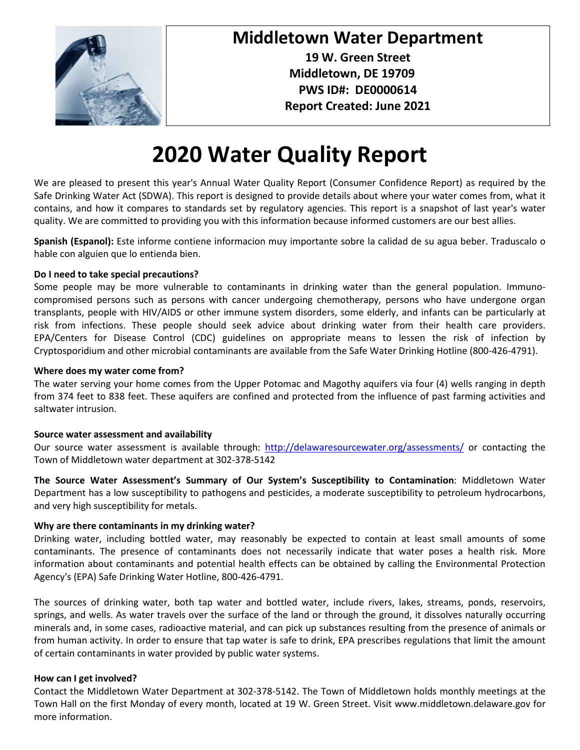# Middletown Water Department

**19 W. Green Street**
**Middletown, DE 19709**
**PWS ID#: DE0000614**
**Report Created: June 2021**

# 2020 Water Quality Report

We are pleased to present this year's Annual Water Quality Report (Consumer Confidence Report) as required by the Safe Drinking Water Act (SDWA). This report is designed to provide details about where your water comes from, what it contains, and how it compares to standards set by regulatory agencies. This report is a snapshot of last year's water quality. We are committed to providing you with this information because informed customers are our best allies.

**Spanish (Espanol):** Este informe contiene informacion muy importante sobre la calidad de su agua beber. Traduscalo o hable con alguien que lo entienda bien.

**Do I need to take special precautions?**

Some people may be more vulnerable to contaminants in drinking water than the general population. Immuno-compromised persons such as persons with cancer undergoing chemotherapy, persons who have undergone organ transplants, people with HIV/AIDS or other immune system disorders, some elderly, and infants can be particularly at risk from infections. These people should seek advice about drinking water from their health care providers. EPA/Centers for Disease Control (CDC) guidelines on appropriate means to lessen the risk of infection by Cryptosporidium and other microbial contaminants are available from the Safe Water Drinking Hotline (800-426-4791).

**Where does my water come from?**

The water serving your home comes from the Upper Potomac and Magothy aquifers via four (4) wells ranging in depth from 374 feet to 838 feet. These aquifers are confined and protected from the influence of past farming activities and saltwater intrusion.

**Source water assessment and availability**

Our source water assessment is available through: [http://delawaresourcewater.org/assessments/](http://delawaresourcewater.org/assessments/) or contacting the Town of Middletown water department at 302-378-5142

**The Source Water Assessment's Summary of Our System's Susceptibility to Contamination**: Middletown Water Department has a low susceptibility to pathogens and pesticides, a moderate susceptibility to petroleum hydrocarbons, and very high susceptibility for metals.

**Why are there contaminants in my drinking water?**

Drinking water, including bottled water, may reasonably be expected to contain at least small amounts of some contaminants. The presence of contaminants does not necessarily indicate that water poses a health risk. More information about contaminants and potential health effects can be obtained by calling the Environmental Protection Agency's (EPA) Safe Drinking Water Hotline, 800-426-4791.

The sources of drinking water, both tap water and bottled water, include rivers, lakes, streams, ponds, reservoirs, springs, and wells. As water travels over the surface of the land or through the ground, it dissolves naturally occurring minerals and, in some cases, radioactive material, and can pick up substances resulting from the presence of animals or from human activity. In order to ensure that tap water is safe to drink, EPA prescribes regulations that limit the amount of certain contaminants in water provided by public water systems.

**How can I get involved?**

Contact the Middletown Water Department at 302-378-5142. The Town of Middletown holds monthly meetings at the Town Hall on the first Monday of every month, located at 19 W. Green Street. Visit www.middletown.delaware.gov for more information.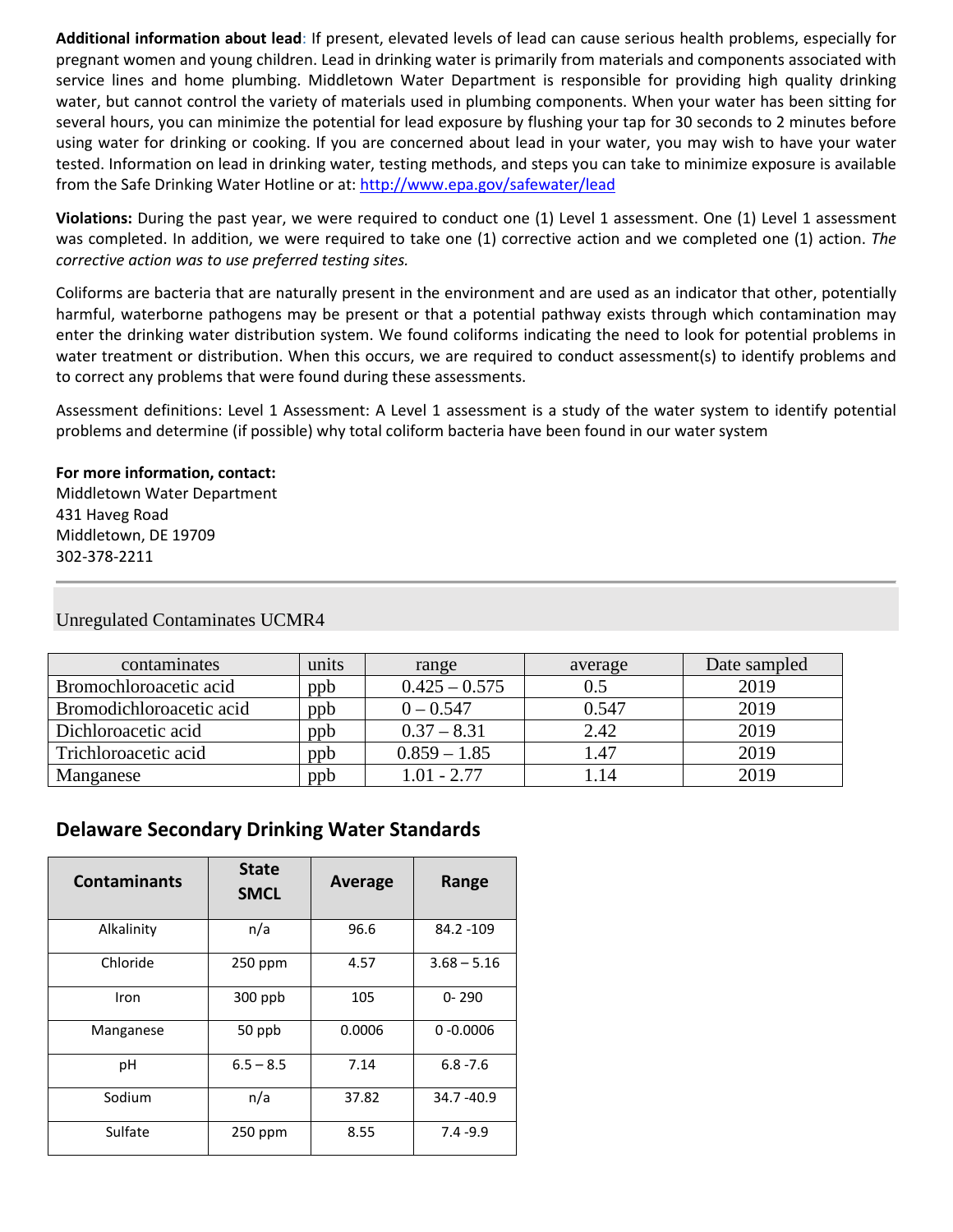**Additional information about lead**: If present, elevated levels of lead can cause serious health problems, especially for pregnant women and young children. Lead in drinking water is primarily from materials and components associated with service lines and home plumbing. Middletown Water Department is responsible for providing high quality drinking water, but cannot control the variety of materials used in plumbing components. When your water has been sitting for several hours, you can minimize the potential for lead exposure by flushing your tap for 30 seconds to 2 minutes before using water for drinking or cooking. If you are concerned about lead in your water, you may wish to have your water tested. Information on lead in drinking water, testing methods, and steps you can take to minimize exposure is available from the Safe Drinking Water Hotline or at: http://www.epa.gov/safewater/lead

**Violations:** During the past year, we were required to conduct one (1) Level 1 assessment. One (1) Level 1 assessment was completed. In addition, we were required to take one (1) corrective action and we completed one (1) action. *The corrective action was to use preferred testing sites.*

Coliforms are bacteria that are naturally present in the environment and are used as an indicator that other, potentially harmful, waterborne pathogens may be present or that a potential pathway exists through which contamination may enter the drinking water distribution system. We found coliforms indicating the need to look for potential problems in water treatment or distribution. When this occurs, we are required to conduct assessment(s) to identify problems and to correct any problems that were found during these assessments.

Assessment definitions: Level 1 Assessment: A Level 1 assessment is a study of the water system to identify potential problems and determine (if possible) why total coliform bacteria have been found in our water system

**For more information, contact:**
Middletown Water Department
431 Haveg Road
Middletown, DE 19709
302-378-2211

## Unregulated Contaminates UCMR4

| contaminates | units | range | average | Date sampled |
|---|---|---|---|---|
| Bromochloroacetic acid | ppb | 0.425 – 0.575 | 0.5 | 2019 |
| Bromodichloroacetic acid | ppb | 0 – 0.547 | 0.547 | 2019 |
| Dichloroacetic acid | ppb | 0.37 – 8.31 | 2.42 | 2019 |
| Trichloroacetic acid | ppb | 0.859 – 1.85 | 1.47 | 2019 |
| Manganese | ppb | 1.01 - 2.77 | 1.14 | 2019 |

## Delaware Secondary Drinking Water Standards

| Contaminants | State SMCL | Average | Range |
|---|---|---|---|
| Alkalinity | n/a | 96.6 | 84.2 -109 |
| Chloride | 250 ppm | 4.57 | 3.68 – 5.16 |
| Iron | 300 ppb | 105 | 0- 290 |
| Manganese | 50 ppb | 0.0006 | 0 -0.0006 |
| pH | 6.5 – 8.5 | 7.14 | 6.8 -7.6 |
| Sodium | n/a | 37.82 | 34.7 -40.9 |
| Sulfate | 250 ppm | 8.55 | 7.4 -9.9 |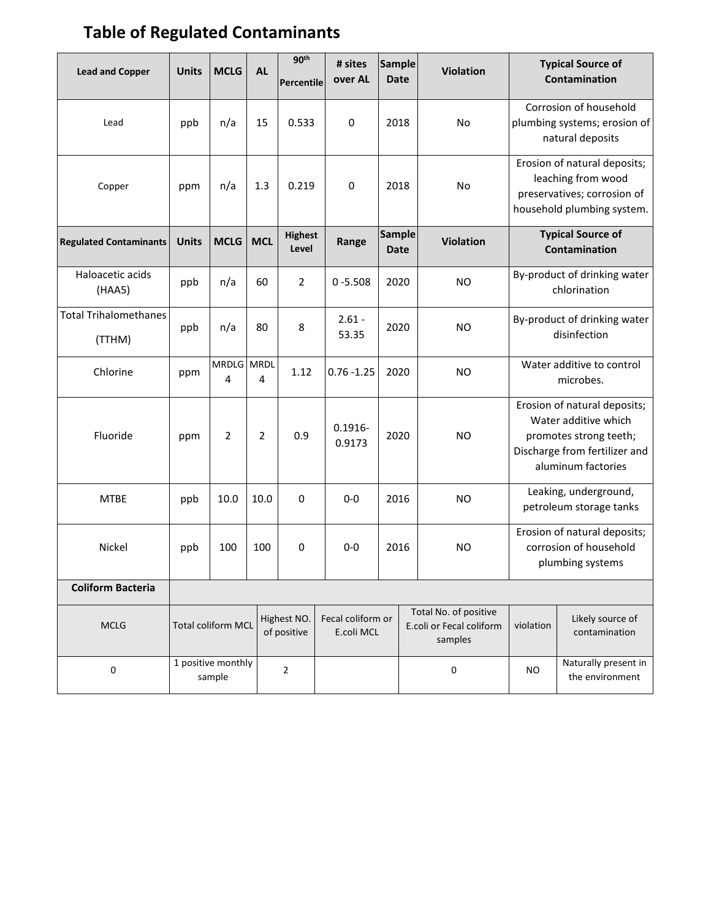# Table of Regulated Contaminants

| Lead and Copper | Units | MCLG | AL | 90th Percentile | # sites over AL | Sample Date | Violation | Typical Source of Contamination |
|---|---|---|---|---|---|---|---|---|
| Lead | ppb | n/a | 15 | 0.533 | 0 | 2018 | No | Corrosion of household plumbing systems; erosion of natural deposits |
| Copper | ppm | n/a | 1.3 | 0.219 | 0 | 2018 | No | Erosion of natural deposits; leaching from wood preservatives; corrosion of household plumbing system. |
| **Regulated Contaminants** | **Units** | **MCLG** | **MCL** | **Highest Level** | **Range** | **Sample Date** | **Violation** | **Typical Source of Contamination** |
| Haloacetic acids (HAA5) | ppb | n/a | 60 | 2 | 0 -5.508 | 2020 | NO | By-product of drinking water chlorination |
| Total Trihalomethanes (TTHM) | ppb | n/a | 80 | 8 | 2.61 - 53.35 | 2020 | NO | By-product of drinking water disinfection |
| Chlorine | ppm | MRDLG 4 | MRDL 4 | 1.12 | 0.76 -1.25 | 2020 | NO | Water additive to control microbes. |
| Fluoride | ppm | 2 | 2 | 0.9 | 0.1916-0.9173 | 2020 | NO | Erosion of natural deposits; Water additive which promotes strong teeth; Discharge from fertilizer and aluminum factories |
| MTBE | ppb | 10.0 | 10.0 | 0 | 0-0 | 2016 | NO | Leaking, underground, petroleum storage tanks |
| Nickel | ppb | 100 | 100 | 0 | 0-0 | 2016 | NO | Erosion of natural deposits; corrosion of household plumbing systems |

| Coliform Bacteria | | | | | | |
|---|---|---|---|---|---|---|
| MCLG | Total coliform MCL | Highest NO. of positive | Fecal coliform or E.coli MCL | Total No. of positive E.coli or Fecal coliform samples | violation | Likely source of contamination |
| 0 | 1 positive monthly sample | 2 | | 0 | NO | Naturally present in the environment |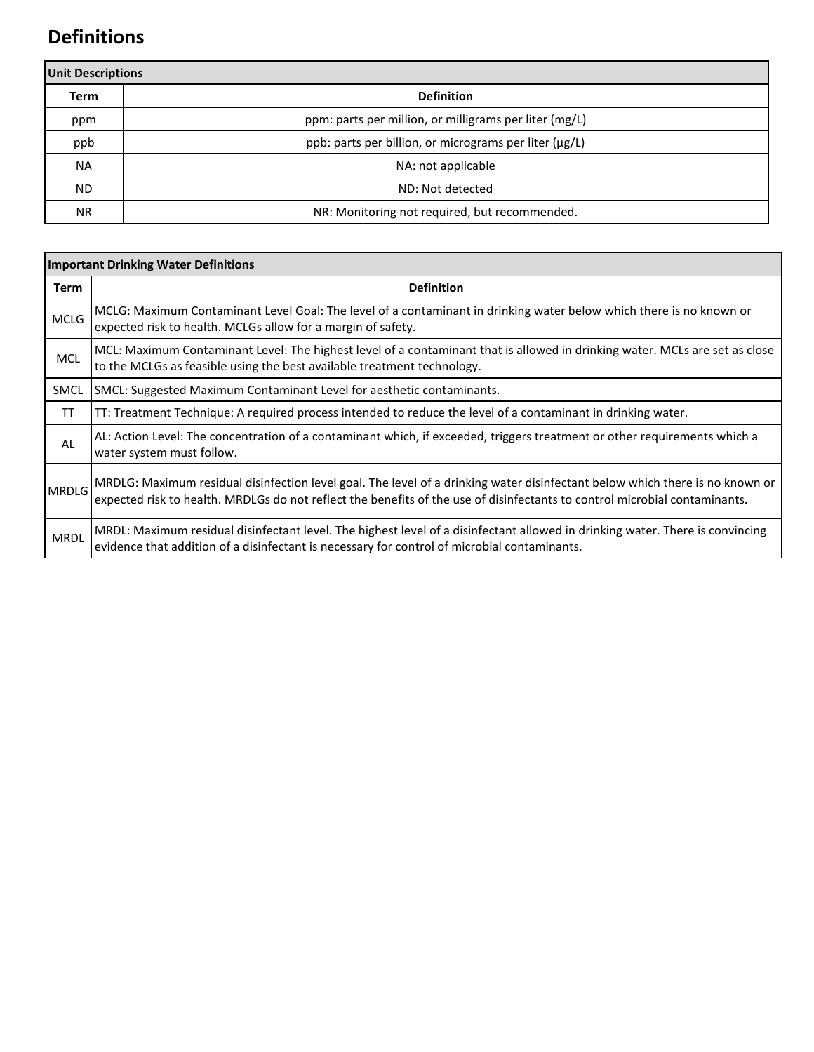# Definitions

| Unit Descriptions | |
|---|---|
| **Term** | **Definition** |
| ppm | ppm: parts per million, or milligrams per liter (mg/L) |
| ppb | ppb: parts per billion, or micrograms per liter (μg/L) |
| NA | NA: not applicable |
| ND | ND: Not detected |
| NR | NR: Monitoring not required, but recommended. |

| Important Drinking Water Definitions | |
|---|---|
| **Term** | **Definition** |
| MCLG | MCLG: Maximum Contaminant Level Goal: The level of a contaminant in drinking water below which there is no known or expected risk to health. MCLGs allow for a margin of safety. |
| MCL | MCL: Maximum Contaminant Level: The highest level of a contaminant that is allowed in drinking water. MCLs are set as close to the MCLGs as feasible using the best available treatment technology. |
| SMCL | SMCL: Suggested Maximum Contaminant Level for aesthetic contaminants. |
| TT | TT: Treatment Technique: A required process intended to reduce the level of a contaminant in drinking water. |
| AL | AL: Action Level: The concentration of a contaminant which, if exceeded, triggers treatment or other requirements which a water system must follow. |
| MRDLG | MRDLG: Maximum residual disinfection level goal. The level of a drinking water disinfectant below which there is no known or expected risk to health. MRDLGs do not reflect the benefits of the use of disinfectants to control microbial contaminants. |
| MRDL | MRDL: Maximum residual disinfectant level. The highest level of a disinfectant allowed in drinking water. There is convincing evidence that addition of a disinfectant is necessary for control of microbial contaminants. |